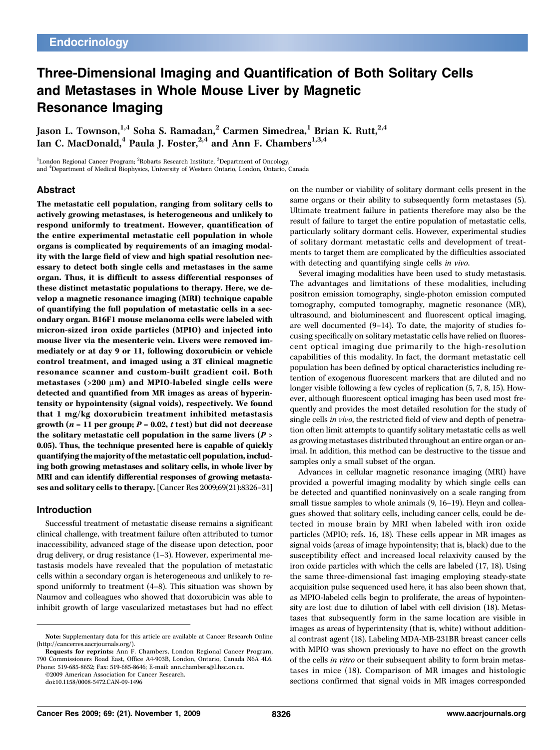Endocrinology

# Three-Dimensional Imaging and Quantification of Both Solitary Cells and Metastases in Whole Mouse Liver by Magnetic Resonance Imaging

Jason L. Townson,[1,4] Soha S. Ramadan,[2] Carmen Simedrea,[1] Brian K. Rutt,[2,4] Ian C. MacDonald,[4] Paula J. Foster,[2,4] and Ann F. Chambers[1,3,4]

[1]London Regional Cancer Program; [2]Robarts Research Institute, [3]Department of Oncology, and [4]Department of Medical Biophysics, University of Western Ontario, London, Ontario, Canada

## Abstract

**The metastatic cell population, ranging from solitary cells to actively growing metastases, is heterogeneous and unlikely to respond uniformly to treatment. However, quantification of the entire experimental metastatic cell population in whole organs is complicated by requirements of an imaging modality with the large field of view and high spatial resolution necessary to detect both single cells and metastases in the same organ. Thus, it is difficult to assess differential responses of these distinct metastatic populations to therapy. Here, we develop a magnetic resonance imaging (MRI) technique capable of quantifying the full population of metastatic cells in a secondary organ. B16F1 mouse melanoma cells were labeled with micron-sized iron oxide particles (MPIO) and injected into mouse liver via the mesenteric vein. Livers were removed immediately or at day 9 or 11, following doxorubicin or vehicle control treatment, and imaged using a 3T clinical magnetic resonance scanner and custom-built gradient coil. Both metastases (>200 μm) and MPIO-labeled single cells were detected and quantified from MR images as areas of hyperintensity or hypointensity (signal voids), respectively. We found that 1 mg/kg doxorubicin treatment inhibited metastasis growth ($n = 11$ per group; $P = 0.02$, $t$ test) but did not decrease the solitary metastatic cell population in the same livers ($P > 0.05$). Thus, the technique presented here is capable of quickly quantifying the majority of the metastatic cell population, including both growing metastases and solitary cells, in whole liver by MRI and can identify differential responses of growing metastases and solitary cells to therapy.** [Cancer Res 2009;69(21):8326–31]

## Introduction

Successful treatment of metastatic disease remains a significant clinical challenge, with treatment failure often attributed to tumor inaccessibility, advanced stage of the disease upon detection, poor drug delivery, or drug resistance (1–3). However, experimental metastasis models have revealed that the population of metastatic cells within a secondary organ is heterogeneous and unlikely to respond uniformly to treatment (4–8). This situation was shown by Naumov and colleagues who showed that doxorubicin was able to inhibit growth of large vascularized metastases but had no effect on the number or viability of solitary dormant cells present in the same organs or their ability to subsequently form metastases (5). Ultimate treatment failure in patients therefore may also be the result of failure to target the entire population of metastatic cells, particularly solitary dormant cells. However, experimental studies of solitary dormant metastatic cells and development of treatments to target them are complicated by the difficulties associated with detecting and quantifying single cells *in vivo*.

Several imaging modalities have been used to study metastasis. The advantages and limitations of these modalities, including positron emission tomography, single-photon emission computed tomography, computed tomography, magnetic resonance (MR), ultrasound, and bioluminescent and fluorescent optical imaging, are well documented (9–14). To date, the majority of studies focusing specifically on solitary metastatic cells have relied on fluorescent optical imaging due primarily to the high-resolution capabilities of this modality. In fact, the dormant metastatic cell population has been defined by optical characteristics including retention of exogenous fluorescent markers that are diluted and no longer visible following a few cycles of replication (5, 7, 8, 15). However, although fluorescent optical imaging has been used most frequently and provides the most detailed resolution for the study of single cells *in vivo*, the restricted field of view and depth of penetration often limit attempts to quantify solitary metastatic cells as well as growing metastases distributed throughout an entire organ or animal. In addition, this method can be destructive to the tissue and samples only a small subset of the organ.

Advances in cellular magnetic resonance imaging (MRI) have provided a powerful imaging modality by which single cells can be detected and quantified noninvasively on a scale ranging from small tissue samples to whole animals (9, 16–19). Heyn and colleagues showed that solitary cells, including cancer cells, could be detected in mouse brain by MRI when labeled with iron oxide particles (MPIO; refs. 16, 18). These cells appear in MR images as signal voids (areas of image hypointensity; that is, black) due to the susceptibility effect and increased local relaxivity caused by the iron oxide particles with which the cells are labeled (17, 18). Using the same three-dimensional fast imaging employing steady-state acquisition pulse sequenced used here, it has also been shown that, as MPIO-labeled cells begin to proliferate, the areas of hypointensity are lost due to dilution of label with cell division (18). Metastases that subsequently form in the same location are visible in images as areas of hyperintensity (that is, white) without additional contrast agent (18). Labeling MDA-MB-231BR breast cancer cells with MPIO was shown previously to have no effect on the growth of the cells *in vitro* or their subsequent ability to form brain metastases in mice (18). Comparison of MR images and histologic sections confirmed that signal voids in MR images corresponded

**Note:** Supplementary data for this article are available at Cancer Research Online (http://cancerres.aacrjournals.org/).

**Requests for reprints:** Ann F. Chambers, London Regional Cancer Program, 790 Commissioners Road East, Office A4-903B, London, Ontario, Canada N6A 4L6. Phone: 519-685-8652; Fax: 519-685-8646; E-mail: ann.chambers@Lhsc.on.ca.

©2009 American Association for Cancer Research.

doi:10.1158/0008-5472.CAN-09-1496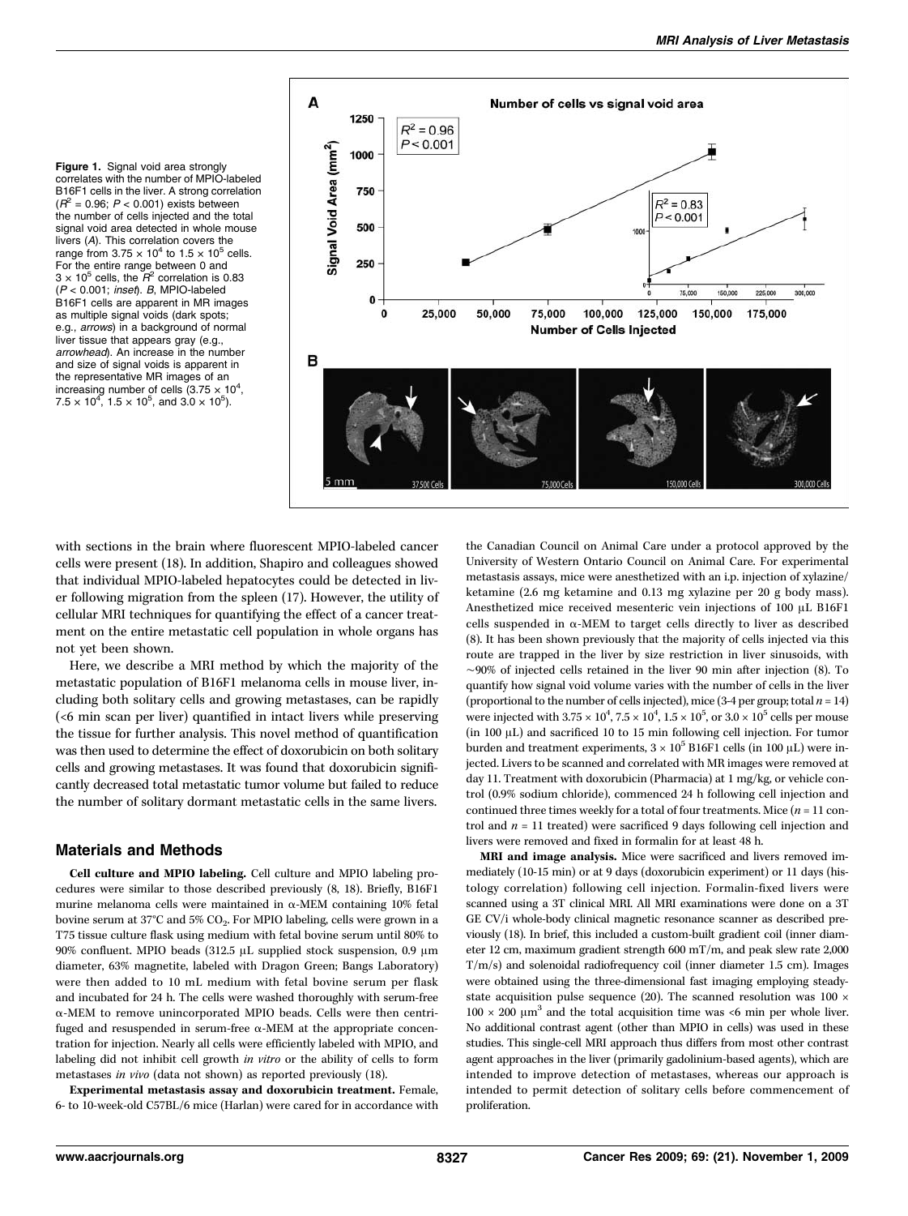**Figure 1.** Signal void area strongly correlates with the number of MPIO-labeled B16F1 cells in the liver. A strong correlation ($R^2$ = 0.96; $P$ < 0.001) exists between the number of cells injected and the total signal void area detected in whole mouse livers (*A*). This correlation covers the range from $3.75 \times 10^4$ to $1.5 \times 10^5$ cells. For the entire range between 0 and $3 \times 10^5$ cells, the $R^2$ correlation is 0.83 ($P$ < 0.001; *inset*). *B*, MPIO-labeled B16F1 cells are apparent in MR images as multiple signal voids (dark spots; e.g., *arrows*) in a background of normal liver tissue that appears gray (e.g., *arrowhead*). An increase in the number and size of signal voids is apparent in the representative MR images of an increasing number of cells ($3.75 \times 10^4$, $7.5 \times 10^4$, $1.5 \times 10^5$, and $3.0 \times 10^5$).

with sections in the brain where fluorescent MPIO-labeled cancer cells were present (18). In addition, Shapiro and colleagues showed that individual MPIO-labeled hepatocytes could be detected in liver following migration from the spleen (17). However, the utility of cellular MRI techniques for quantifying the effect of a cancer treatment on the entire metastatic cell population in whole organs has not yet been shown.

Here, we describe a MRI method by which the majority of the metastatic population of B16F1 melanoma cells in mouse liver, including both solitary cells and growing metastases, can be rapidly (<6 min scan per liver) quantified in intact livers while preserving the tissue for further analysis. This novel method of quantification was then used to determine the effect of doxorubicin on both solitary cells and growing metastases. It was found that doxorubicin significantly decreased total metastatic tumor volume but failed to reduce the number of solitary dormant metastatic cells in the same livers.

## Materials and Methods

**Cell culture and MPIO labeling.** Cell culture and MPIO labeling procedures were similar to those described previously (8, 18). Briefly, B16F1 murine melanoma cells were maintained in α-MEM containing 10% fetal bovine serum at 37°C and 5% $CO_2$. For MPIO labeling, cells were grown in a T75 tissue culture flask using medium with fetal bovine serum until 80% to 90% confluent. MPIO beads (312.5 μL supplied stock suspension, 0.9 μm diameter, 63% magnetite, labeled with Dragon Green; Bangs Laboratory) were then added to 10 mL medium with fetal bovine serum per flask and incubated for 24 h. The cells were washed thoroughly with serum-free α-MEM to remove unincorporated MPIO beads. Cells were then centrifuged and resuspended in serum-free α-MEM at the appropriate concentration for injection. Nearly all cells were efficiently labeled with MPIO, and labeling did not inhibit cell growth *in vitro* or the ability of cells to form metastases *in vivo* (data not shown) as reported previously (18).

**Experimental metastasis assay and doxorubicin treatment.** Female, 6- to 10-week-old C57BL/6 mice (Harlan) were cared for in accordance with the Canadian Council on Animal Care under a protocol approved by the University of Western Ontario Council on Animal Care. For experimental metastasis assays, mice were anesthetized with an i.p. injection of xylazine/ketamine (2.6 mg ketamine and 0.13 mg xylazine per 20 g body mass). Anesthetized mice received mesenteric vein injections of 100 μL B16F1 cells suspended in α-MEM to target cells directly to liver as described (8). It has been shown previously that the majority of cells injected via this route are trapped in the liver by size restriction in liver sinusoids, with ~90% of injected cells retained in the liver 90 min after injection (8). To quantify how signal void volume varies with the number of cells in the liver (proportional to the number of cells injected), mice (3-4 per group; total $n$ = 14) were injected with $3.75 \times 10^4$, $7.5 \times 10^4$, $1.5 \times 10^5$, or $3.0 \times 10^5$ cells per mouse (in 100 μL) and sacrificed 10 to 15 min following cell injection. For tumor burden and treatment experiments, $3 \times 10^5$ B16F1 cells (in 100 μL) were injected. Livers to be scanned and correlated with MR images were removed at day 11. Treatment with doxorubicin (Pharmacia) at 1 mg/kg, or vehicle control (0.9% sodium chloride), commenced 24 h following cell injection and continued three times weekly for a total of four treatments. Mice ($n$ = 11 control and $n$ = 11 treated) were sacrificed 9 days following cell injection and livers were removed and fixed in formalin for at least 48 h.

**MRI and image analysis.** Mice were sacrificed and livers removed immediately (10-15 min) or at 9 days (doxorubicin experiment) or 11 days (histology correlation) following cell injection. Formalin-fixed livers were scanned using a 3T clinical MRI. All MRI examinations were done on a 3T GE CV/i whole-body clinical magnetic resonance scanner as described previously (18). In brief, this included a custom-built gradient coil (inner diameter 12 cm, maximum gradient strength 600 mT/m, and peak slew rate 2,000 T/m/s) and solenoidal radiofrequency coil (inner diameter 1.5 cm). Images were obtained using the three-dimensional fast imaging employing steady-state acquisition pulse sequence (20). The scanned resolution was $100 \times 100 \times 200$ $\mu m^3$ and the total acquisition time was <6 min per whole liver. No additional contrast agent (other than MPIO in cells) was used in these studies. This single-cell MRI approach thus differs from most other contrast agent approaches in the liver (primarily gadolinium-based agents), which are intended to improve detection of metastases, whereas our approach is intended to permit detection of solitary cells before commencement of proliferation.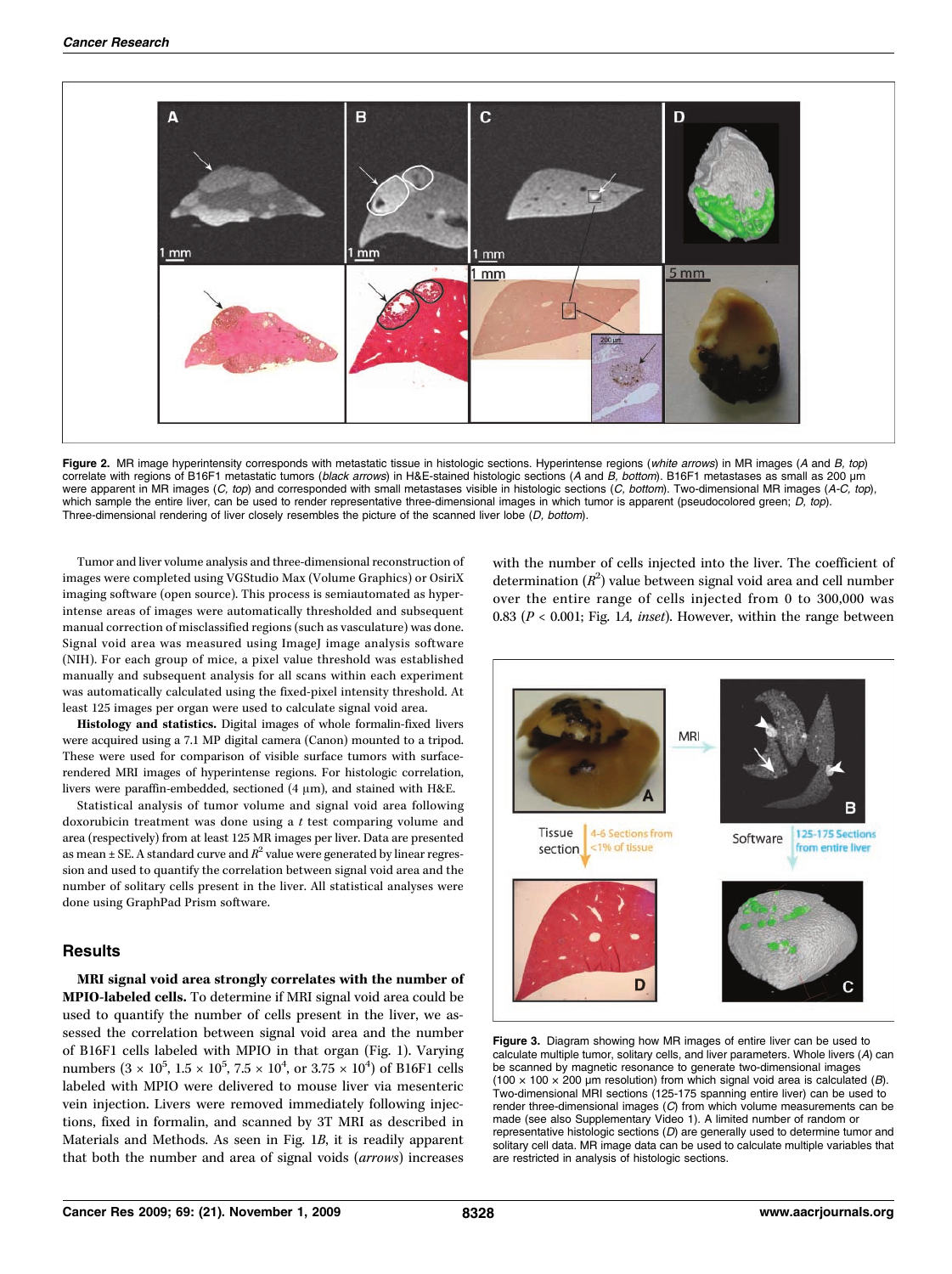Figure 2. MR image hyperintensity corresponds with metastatic tissue in histologic sections. Hyperintense regions (*white arrows*) in MR images (*A* and *B, top*) correlate with regions of B16F1 metastatic tumors (*black arrows*) in H&E-stained histologic sections (*A* and *B, bottom*). B16F1 metastases as small as 200 μm were apparent in MR images (*C, top*) and corresponded with small metastases visible in histologic sections (*C, bottom*). Two-dimensional MR images (*A-C, top*), which sample the entire liver, can be used to render representative three-dimensional images in which tumor is apparent (pseudocolored green; *D, top*). Three-dimensional rendering of liver closely resembles the picture of the scanned liver lobe (*D, bottom*).

Tumor and liver volume analysis and three-dimensional reconstruction of images were completed using VGStudio Max (Volume Graphics) or OsiriX imaging software (open source). This process is semiautomated as hyperintense areas of images were automatically thresholded and subsequent manual correction of misclassified regions (such as vasculature) was done. Signal void area was measured using ImageJ image analysis software (NIH). For each group of mice, a pixel value threshold was established manually and subsequent analysis for all scans within each experiment was automatically calculated using the fixed-pixel intensity threshold. At least 125 images per organ were used to calculate signal void area.

**Histology and statistics.** Digital images of whole formalin-fixed livers were acquired using a 7.1 MP digital camera (Canon) mounted to a tripod. These were used for comparison of visible surface tumors with surface-rendered MRI images of hyperintense regions. For histologic correlation, livers were paraffin-embedded, sectioned (4 μm), and stained with H&E.

Statistical analysis of tumor volume and signal void area following doxorubicin treatment was done using a *t* test comparing volume and area (respectively) from at least 125 MR images per liver. Data are presented as mean ± SE. A standard curve and $R^2$ value were generated by linear regression and used to quantify the correlation between signal void area and the number of solitary cells present in the liver. All statistical analyses were done using GraphPad Prism software.

## Results

**MRI signal void area strongly correlates with the number of MPIO-labeled cells.** To determine if MRI signal void area could be used to quantify the number of cells present in the liver, we assessed the correlation between signal void area and the number of B16F1 cells labeled with MPIO in that organ (Fig. 1). Varying numbers ($3 \times 10^5$, $1.5 \times 10^5$, $7.5 \times 10^4$, or $3.75 \times 10^4$) of B16F1 cells labeled with MPIO were delivered to mouse liver via mesenteric vein injection. Livers were removed immediately following injections, fixed in formalin, and scanned by 3T MRI as described in Materials and Methods. As seen in Fig. 1*B*, it is readily apparent that both the number and area of signal voids (*arrows*) increases with the number of cells injected into the liver. The coefficient of determination ($R^2$) value between signal void area and cell number over the entire range of cells injected from 0 to 300,000 was 0.83 ($P < 0.001$; Fig. 1*A, inset*). However, within the range between

Figure 3. Diagram showing how MR images of entire liver can be used to calculate multiple tumor, solitary cells, and liver parameters. Whole livers (*A*) can be scanned by magnetic resonance to generate two-dimensional images (100 × 100 × 200 μm resolution) from which signal void area is calculated (*B*). Two-dimensional MRI sections (125-175 spanning entire liver) can be used to render three-dimensional images (*C*) from which volume measurements can be made (see also Supplementary Video 1). A limited number of random or representative histologic sections (*D*) are generally used to determine tumor and solitary cell data. MR image data can be used to calculate multiple variables that are restricted in analysis of histologic sections.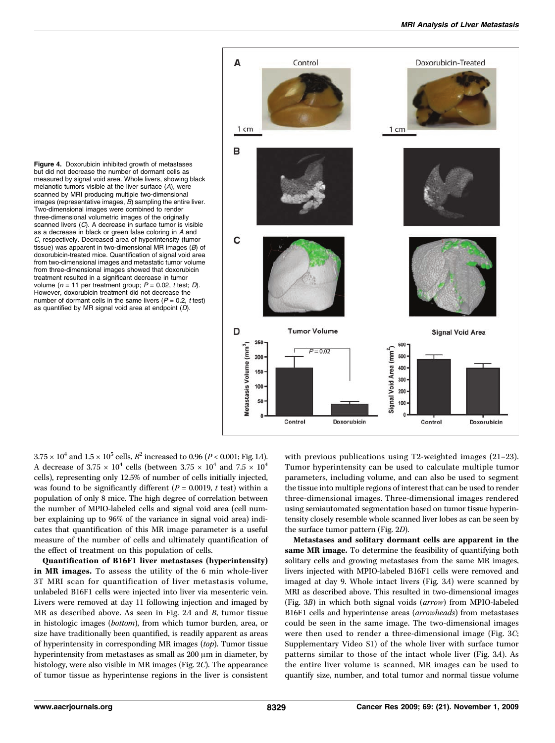**Figure 4.** Doxorubicin inhibited growth of metastases but did not decrease the number of dormant cells as measured by signal void area. Whole livers, showing black melanotic tumors visible at the liver surface (*A*), were scanned by MRI producing multiple two-dimensional images (representative images, *B*) sampling the entire liver. Two-dimensional images were combined to render three-dimensional volumetric images of the originally scanned livers (*C*). A decrease in surface tumor is visible as a decrease in black or green false coloring in *A* and *C*, respectively. Decreased area of hyperintensity (tumor tissue) was apparent in two-dimensional MR images (*B*) of doxorubicin-treated mice. Quantification of signal void area from two-dimensional images and metastatic tumor volume from three-dimensional images showed that doxorubicin treatment resulted in a significant decrease in tumor volume ($n = 11$ per treatment group; $P = 0.02$, *t* test; *D*). However, doxorubicin treatment did not decrease the number of dormant cells in the same livers ($P = 0.2$, *t* test) as quantified by MR signal void area at endpoint (*D*).

$3.75 \times 10^4$ and $1.5 \times 10^5$ cells, $R^2$ increased to 0.96 ($P < 0.001$; Fig. 1*A*). A decrease of $3.75 \times 10^4$ cells (between $3.75 \times 10^4$ and $7.5 \times 10^4$ cells), representing only 12.5% of number of cells initially injected, was found to be significantly different ($P = 0.0019$, *t* test) within a population of only 8 mice. The high degree of correlation between the number of MPIO-labeled cells and signal void area (cell number explaining up to 96% of the variance in signal void area) indicates that quantification of this MR image parameter is a useful measure of the number of cells and ultimately quantification of the effect of treatment on this population of cells.

**Quantification of B16F1 liver metastases (hyperintensity) in MR images.** To assess the utility of the 6 min whole-liver 3T MRI scan for quantification of liver metastasis volume, unlabeled B16F1 cells were injected into liver via mesenteric vein. Livers were removed at day 11 following injection and imaged by MR as described above. As seen in Fig. 2*A* and *B*, tumor tissue in histologic images (*bottom*), from which tumor burden, area, or size have traditionally been quantified, is readily apparent as areas of hyperintensity in corresponding MR images (*top*). Tumor tissue hyperintensity from metastases as small as 200 μm in diameter, by histology, were also visible in MR images (Fig. 2*C*). The appearance of tumor tissue as hyperintense regions in the liver is consistent with previous publications using T2-weighted images (21–23). Tumor hyperintensity can be used to calculate multiple tumor parameters, including volume, and can also be used to segment the tissue into multiple regions of interest that can be used to render three-dimensional images. Three-dimensional images rendered using semiautomated segmentation based on tumor tissue hyperintensity closely resemble whole scanned liver lobes as can be seen by the surface tumor pattern (Fig. 2*D*).

**Metastases and solitary dormant cells are apparent in the same MR image.** To determine the feasibility of quantifying both solitary cells and growing metastases from the same MR images, livers injected with MPIO-labeled B16F1 cells were removed and imaged at day 9. Whole intact livers (Fig. 3*A*) were scanned by MRI as described above. This resulted in two-dimensional images (Fig. 3*B*) in which both signal voids (*arrow*) from MPIO-labeled B16F1 cells and hyperintense areas (*arrowheads*) from metastases could be seen in the same image. The two-dimensional images were then used to render a three-dimensional image (Fig. 3*C*; Supplementary Video S1) of the whole liver with surface tumor patterns similar to those of the intact whole liver (Fig. 3*A*). As the entire liver volume is scanned, MR images can be used to quantify size, number, and total tumor and normal tissue volume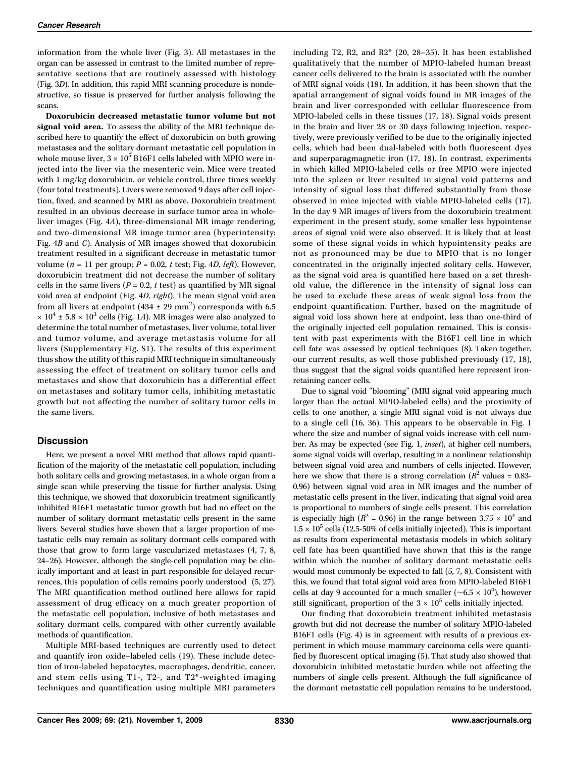information from the whole liver (Fig. 3). All metastases in the organ can be assessed in contrast to the limited number of representative sections that are routinely assessed with histology (Fig. 3*D*). In addition, this rapid MRI scanning procedure is nondestructive, so tissue is preserved for further analysis following the scans.

**Doxorubicin decreased metastatic tumor volume but not signal void area.** To assess the ability of the MRI technique described here to quantify the effect of doxorubicin on both growing metastases and the solitary dormant metastatic cell population in whole mouse liver, $3 \times 10^5$ B16F1 cells labeled with MPIO were injected into the liver via the mesenteric vein. Mice were treated with 1 mg/kg doxorubicin, or vehicle control, three times weekly (four total treatments). Livers were removed 9 days after cell injection, fixed, and scanned by MRI as above. Doxorubicin treatment resulted in an obvious decrease in surface tumor area in whole-liver images (Fig. 4*A*), three-dimensional MR image rendering, and two-dimensional MR image tumor area (hyperintensity; Fig. 4*B* and *C*). Analysis of MR images showed that doxorubicin treatment resulted in a significant decrease in metastatic tumor volume ($n = 11$ per group; $P = 0.02$, $t$ test; Fig. 4*D, left*). However, doxorubicin treatment did not decrease the number of solitary cells in the same livers ($P = 0.2$, $t$ test) as quantified by MR signal void area at endpoint (Fig. 4*D, right*). The mean signal void area from all livers at endpoint ($434 \pm 29$ mm$^2$) corresponds with $6.5 \times 10^4 \pm 5.8 \times 10^3$ cells (Fig. 1*A*). MR images were also analyzed to determine the total number of metastases, liver volume, total liver and tumor volume, and average metastasis volume for all livers (Supplementary Fig. S1). The results of this experiment thus show the utility of this rapid MRI technique in simultaneously assessing the effect of treatment on solitary tumor cells and metastases and show that doxorubicin has a differential effect on metastases and solitary tumor cells, inhibiting metastatic growth but not affecting the number of solitary tumor cells in the same livers.

## Discussion

Here, we present a novel MRI method that allows rapid quantification of the majority of the metastatic cell population, including both solitary cells and growing metastases, in a whole organ from a single scan while preserving the tissue for further analysis. Using this technique, we showed that doxorubicin treatment significantly inhibited B16F1 metastatic tumor growth but had no effect on the number of solitary dormant metastatic cells present in the same livers. Several studies have shown that a larger proportion of metastatic cells may remain as solitary dormant cells compared with those that grow to form large vascularized metastases (4, 7, 8, 24–26). However, although the single-cell population may be clinically important and at least in part responsible for delayed recurrences, this population of cells remains poorly understood (5, 27). The MRI quantification method outlined here allows for rapid assessment of drug efficacy on a much greater proportion of the metastatic cell population, inclusive of both metastases and solitary dormant cells, compared with other currently available methods of quantification.

Multiple MRI-based techniques are currently used to detect and quantify iron oxide–labeled cells (19). These include detection of iron-labeled hepatocytes, macrophages, dendritic, cancer, and stem cells using T1-, T2-, and T2*-weighted imaging techniques and quantification using multiple MRI parameters including T2, R2, and R2* (20, 28–35). It has been established qualitatively that the number of MPIO-labeled human breast cancer cells delivered to the brain is associated with the number of MRI signal voids (18). In addition, it has been shown that the spatial arrangement of signal voids found in MR images of the brain and liver corresponded with cellular fluorescence from MPIO-labeled cells in these tissues (17, 18). Signal voids present in the brain and liver 28 or 30 days following injection, respectively, were previously verified to be due to the originally injected cells, which had been dual-labeled with both fluorescent dyes and superparagmagnetic iron (17, 18). In contrast, experiments in which killed MPIO-labeled cells or free MPIO were injected into the spleen or liver resulted in signal void patterns and intensity of signal loss that differed substantially from those observed in mice injected with viable MPIO-labeled cells (17). In the day 9 MR images of livers from the doxorubicin treatment experiment in the present study, some smaller less hypointense areas of signal void were also observed. It is likely that at least some of these signal voids in which hypointensity peaks are not as pronounced may be due to MPIO that is no longer concentrated in the originally injected solitary cells. However, as the signal void area is quantified here based on a set threshold value, the difference in the intensity of signal loss can be used to exclude these areas of weak signal loss from the endpoint quantification. Further, based on the magnitude of signal void loss shown here at endpoint, less than one-third of the originally injected cell population remained. This is consistent with past experiments with the B16F1 cell line in which cell fate was assessed by optical techniques (8). Taken together, our current results, as well those published previously (17, 18), thus suggest that the signal voids quantified here represent iron-retaining cancer cells.

Due to signal void "blooming" (MRI signal void appearing much larger than the actual MPIO-labeled cells) and the proximity of cells to one another, a single MRI signal void is not always due to a single cell (16, 36). This appears to be observable in Fig. 1 where the size and number of signal voids increase with cell number. As may be expected (see Fig. 1, *inset*), at higher cell numbers, some signal voids will overlap, resulting in a nonlinear relationship between signal void area and numbers of cells injected. However, here we show that there is a strong correlation ($R^2$ values = 0.83-0.96) between signal void area in MR images and the number of metastatic cells present in the liver, indicating that signal void area is proportional to numbers of single cells present. This correlation is especially high ($R^2 = 0.96$) in the range between $3.75 \times 10^4$ and $1.5 \times 10^5$ cells (12.5-50% of cells initially injected). This is important as results from experimental metastasis models in which solitary cell fate has been quantified have shown that this is the range within which the number of solitary dormant metastatic cells would most commonly be expected to fall (5, 7, 8). Consistent with this, we found that total signal void area from MPIO-labeled B16F1 cells at day 9 accounted for a much smaller ($\sim 6.5 \times 10^4$), however still significant, proportion of the $3 \times 10^5$ cells initially injected.

Our finding that doxorubicin treatment inhibited metastasis growth but did not decrease the number of solitary MPIO-labeled B16F1 cells (Fig. 4) is in agreement with results of a previous experiment in which mouse mammary carcinoma cells were quantified by fluorescent optical imaging (5). That study also showed that doxorubicin inhibited metastatic burden while not affecting the numbers of single cells present. Although the full significance of the dormant metastatic cell population remains to be understood,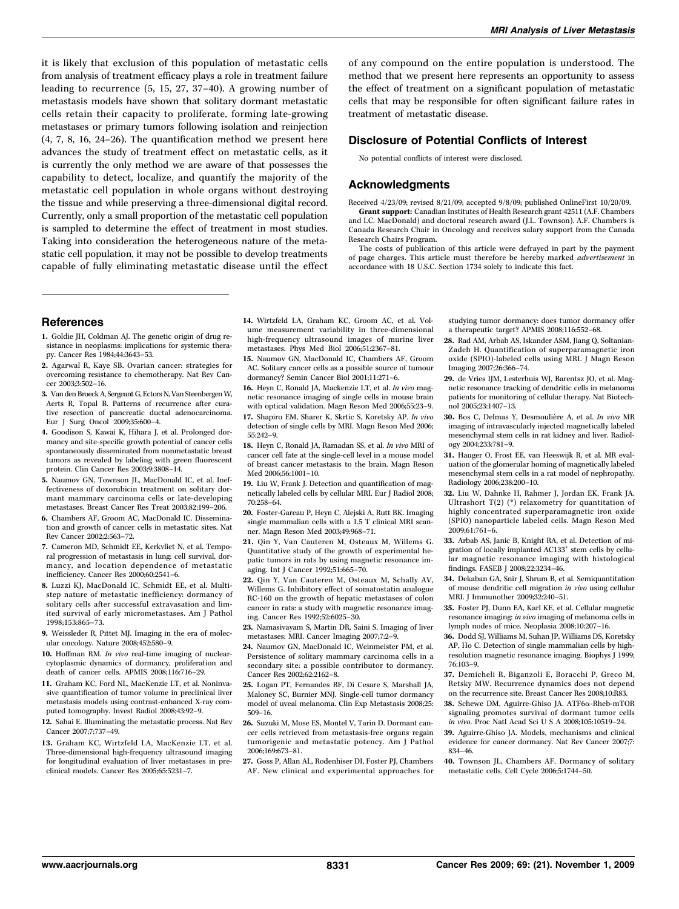it is likely that exclusion of this population of metastatic cells from analysis of treatment efficacy plays a role in treatment failure leading to recurrence (5, 15, 27, 37–40). A growing number of metastasis models have shown that solitary dormant metastatic cells retain their capacity to proliferate, forming late-growing metastases or primary tumors following isolation and reinjection (4, 7, 8, 16, 24–26). The quantification method we present here advances the study of treatment effect on metastatic cells, as it is currently the only method we are aware of that possesses the capability to detect, localize, and quantify the majority of the metastatic cell population in whole organs without destroying the tissue and while preserving a three-dimensional digital record. Currently, only a small proportion of the metastatic cell population is sampled to determine the effect of treatment in most studies. Taking into consideration the heterogeneous nature of the metastatic cell population, it may not be possible to develop treatments capable of fully eliminating metastatic disease until the effect of any compound on the entire population is understood. The method that we present here represents an opportunity to assess the effect of treatment on a significant population of metastatic cells that may be responsible for often significant failure rates in treatment of metastatic disease.

## Disclosure of Potential Conflicts of Interest

No potential conflicts of interest were disclosed.

## Acknowledgments

Received 4/23/09; revised 8/21/09; accepted 9/8/09; published OnlineFirst 10/20/09.

**Grant support:** Canadian Institutes of Health Research grant 42511 (A.F. Chambers and I.C. MacDonald) and doctoral research award (J.L. Townson). A.F. Chambers is Canada Research Chair in Oncology and receives salary support from the Canada Research Chairs Program.

The costs of publication of this article were defrayed in part by the payment of page charges. This article must therefore be hereby marked *advertisement* in accordance with 18 U.S.C. Section 1734 solely to indicate this fact.

## References

1. Goldie JH, Coldman AJ. The genetic origin of drug resistance in neoplasms: implications for systemic therapy. Cancer Res 1984;44:3643–53.
2. Agarwal R, Kaye SB. Ovarian cancer: strategies for overcoming resistance to chemotherapy. Nat Rev Cancer 2003;3:502–16.
3. Van den Broeck A, Sergeant G, Ectors N, Van Steenbergen W, Aerts R, Topal B. Patterns of recurrence after curative resection of pancreatic ductal adenocarcinoma. Eur J Surg Oncol 2009;35:600–4.
4. Goodison S, Kawai K, Hihara J, et al. Prolonged dormancy and site-specific growth potential of cancer cells spontaneously disseminated from nonmetastatic breast tumors as revealed by labeling with green fluorescent protein. Clin Cancer Res 2003;9:3808–14.
5. Naumov GN, Townson JL, MacDonald IC, et al. Ineffectiveness of doxorubicin treatment on solitary dormant mammary carcinoma cells or late-developing metastases. Breast Cancer Res Treat 2003;82:199–206.
6. Chambers AF, Groom AC, MacDonald IC. Dissemination and growth of cancer cells in metastatic sites. Nat Rev Cancer 2002;2:563–72.
7. Cameron MD, Schmidt EE, Kerkvliet N, et al. Temporal progression of metastasis in lung: cell survival, dormancy, and location dependence of metastatic inefficiency. Cancer Res 2000;60:2541–6.
8. Luzzi KJ, MacDonald IC, Schmidt EE, et al. Multistep nature of metastatic inefficiency: dormancy of solitary cells after successful extravasation and limited survival of early micrometastases. Am J Pathol 1998;153:865–73.
9. Weissleder R, Pittet MJ. Imaging in the era of molecular oncology. Nature 2008;452:580–9.
10. Hoffman RM. *In vivo* real-time imaging of nuclear-cytoplasmic dynamics of dormancy, proliferation and death of cancer cells. APMIS 2008;116:716–29.
11. Graham KC, Ford NL, MacKenzie LT, et al. Noninvasive quantification of tumor volume in preclinical liver metastasis models using contrast-enhanced X-ray computed tomography. Invest Radiol 2008;43:92–9.
12. Sahai E. Illuminating the metastatic process. Nat Rev Cancer 2007;7:737–49.
13. Graham KC, Wirtzfeld LA, MacKenzie LT, et al. Three-dimensional high-frequency ultrasound imaging for longitudinal evaluation of liver metastases in preclinical models. Cancer Res 2005;65:5231–7.
14. Wirtzfeld LA, Graham KC, Groom AC, et al. Volume measurement variability in three-dimensional high-frequency ultrasound images of murine liver metastases. Phys Med Biol 2006;51:2367–81.
15. Naumov GN, MacDonald IC, Chambers AF, Groom AC. Solitary cancer cells as a possible source of tumour dormancy? Semin Cancer Biol 2001;11:271–6.
16. Heyn C, Ronald JA, Mackenzie LT, et al. *In vivo* magnetic resonance imaging of single cells in mouse brain with optical validation. Magn Reson Med 2006;55:23–9.
17. Shapiro EM, Sharer K, Skrtic S, Koretsky AP. *In vivo* detection of single cells by MRI. Magn Reson Med 2006;55:242–9.
18. Heyn C, Ronald JA, Ramadan SS, et al. *In vivo* MRI of cancer cell fate at the single-cell level in a mouse model of breast cancer metastasis to the brain. Magn Reson Med 2006;56:1001–10.
19. Liu W, Frank J. Detection and quantification of magnetically labeled cells by cellular MRI. Eur J Radiol 2008;70:258–64.
20. Foster-Gareau P, Heyn C, Alejski A, Rutt BK. Imaging single mammalian cells with a 1.5 T clinical MRI scanner. Magn Reson Med 2003;49:968–71.
21. Qin Y, Van Cauteren M, Osteaux M, Willems G. Quantitative study of the growth of experimental hepatic tumors in rats by using magnetic resonance imaging. Int J Cancer 1992;51:665–70.
22. Qin Y, Van Cauteren M, Osteaux M, Schally AV, Willems G. Inhibitory effect of somatostatin analogue RC-160 on the growth of hepatic metastases of colon cancer in rats: a study with magnetic resonance imaging. Cancer Res 1992;52:6025–30.
23. Namasivayam S, Martin DR, Saini S. Imaging of liver metastases: MRI. Cancer Imaging 2007;7:2–9.
24. Naumov GN, MacDonald IC, Weinmeister PM, et al. Persistence of solitary mammary carcinoma cells in a secondary site: a possible contributor to dormancy. Cancer Res 2002;62:2162–8.
25. Logan PT, Fernandes BF, Di Cesare S, Marshall JA, Maloney SC, Burnier MNJ. Single-cell tumor dormancy model of uveal melanoma. Clin Exp Metastasis 2008;25:509–16.
26. Suzuki M, Mose ES, Montel V, Tarin D. Dormant cancer cells retrieved from metastasis-free organs regain tumorigenic and metastatic potency. Am J Pathol 2006;169:673–81.
27. Goss P, Allan AL, Rodenhiser DI, Foster PJ, Chambers AF. New clinical and experimental approaches for studying tumor dormancy: does tumor dormancy offer a therapeutic target? APMIS 2008;116:552–68.
28. Rad AM, Arbab AS, Iskander ASM, Jiang Q, Soltanian-Zadeh H. Quantification of superparamagnetic iron oxide (SPIO)-labeled cells using MRI. J Magn Reson Imaging 2007;26:366–74.
29. de Vries IJM, Lesterhuis WJ, Barentsz JO, et al. Magnetic resonance tracking of dendritic cells in melanoma patients for monitoring of cellular therapy. Nat Biotechnol 2005;23:1407–13.
30. Bos C, Delmas Y, Desmoulière A, et al. *In vivo* MR imaging of intravascularly injected magnetically labeled mesenchymal stem cells in rat kidney and liver. Radiology 2004;233:781–9.
31. Hauger O, Frost EE, van Heeswijk R, et al. MR evaluation of the glomerular homing of magnetically labeled mesenchymal stem cells in a rat model of nephropathy. Radiology 2006;238:200–10.
32. Liu W, Dahnke H, Rahmer J, Jordan EK, Frank JA. Ultrashort T(2) (*) relaxometry for quantitation of highly concentrated superparamagnetic iron oxide (SPIO) nanoparticle labeled cells. Magn Reson Med 2009;61:761–6.
33. Arbab AS, Janic B, Knight RA, et al. Detection of migration of locally implanted AC133+ stem cells by cellular magnetic resonance imaging with histological findings. FASEB J 2008;22:3234–46.
34. Dekaban GA, Snir J, Shrum B, et al. Semiquantitation of mouse dendritic cell migration *in vivo* using cellular MRI. J Immunother 2009;32:240–51.
35. Foster PJ, Dunn EA, Karl KE, et al. Cellular magnetic resonance imaging: *in vivo* imaging of melanoma cells in lymph nodes of mice. Neoplasia 2008;10:207–16.
36. Dodd SJ, Williams M, Suhan JP, Williams DS, Koretsky AP, Ho C. Detection of single mammalian cells by high-resolution magnetic resonance imaging. Biophys J 1999;76:103–9.
37. Demicheli R, Biganzoli E, Boracchi P, Greco M, Retsky MW. Recurrence dynamics does not depend on the recurrence site. Breast Cancer Res 2008;10:R83.
38. Schewe DM, Aguirre-Ghiso JA. ATF6α-Rheb-mTOR signaling promotes survival of dormant tumor cells *in vivo*. Proc Natl Acad Sci U S A 2008;105:10519–24.
39. Aguirre-Ghiso JA. Models, mechanisms and clinical evidence for cancer dormancy. Nat Rev Cancer 2007;7:834–46.
40. Townson JL, Chambers AF. Dormancy of solitary metastatic cells. Cell Cycle 2006;5:1744–50.